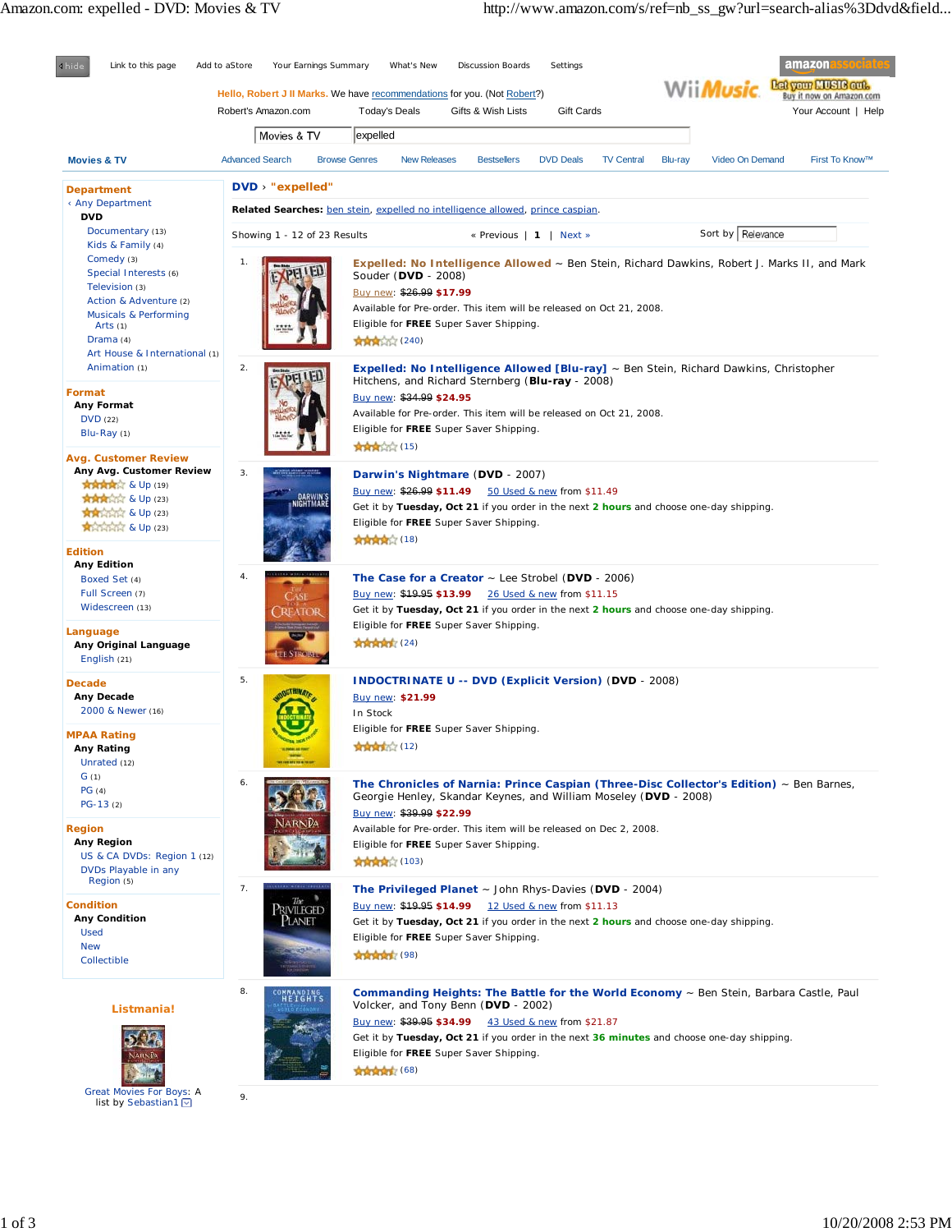hide | Link to this page | Add to aStore | Your Earnings Summary | What's New | Discussion Boards | Settings

amazonassociates

Hello, Robert J II Marks. We have recommendations for you. (Not Robert?)

Robert's Amazon.com | Today's Deals | Gifts & Wish Lists | Gift Cards

Your Account | Help

Movies & TV | expelled

**Movies & TV** | Advanced Search | Browse Genres | New Releases | Bestsellers | DVD Deals | TV Central | Blu-ray | Video On Demand | First To Know™

## Department

‹ Any Department

**DVD**

- Documentary (13)
- Kids & Family (4)
- Comedy (3)
- Special Interests (6)
- Television (3)
- Action & Adventure (2)
- Musicals & Performing Arts (1)
- Drama (4)
- Art House & International (1)
- Animation (1)

## Format

**Any Format**

- DVD (22)
- Blu-Ray (1)

## Avg. Customer Review

**Any Avg. Customer Review**

- 4 stars & Up (19)
- 3 stars & Up (23)
- 2 stars & Up (23)
- 1 star & Up (23)

## Edition

**Any Edition**

- Boxed Set (4)
- Full Screen (7)
- Widescreen (13)

## Language

**Any Original Language**

- English (21)

## Decade

**Any Decade**

- 2000 & Newer (16)

## MPAA Rating

**Any Rating**

- Unrated (12)
- G (1)
- PG (4)
- PG-13 (2)

## Region

**Any Region**

- US & CA DVDs: Region 1 (12)
- DVDs Playable in any Region (5)

## Condition

**Any Condition**

- Used
- New
- Collectible

**Listmania!**

Great Movies For Boys: A list by Sebastian1

---

**DVD** › **"expelled"**

**Related Searches:** ben stein, expelled no intelligence allowed, prince caspian.

Showing 1 - 12 of 23 Results « Previous | **1** | Next » Sort by Relevance

1. **Expelled: No Intelligence Allowed** ~ Ben Stein, Richard Dawkins, Robert J. Marks II, and Mark Souder (**DVD** - 2008)
   Buy new: ~~$26.99~~ **$17.99**
   Available for Pre-order. This item will be released on Oct 21, 2008.
   Eligible for **FREE** Super Saver Shipping.
   (240)

2. **Expelled: No Intelligence Allowed [Blu-ray]** ~ Ben Stein, Richard Dawkins, Christopher Hitchens, and Richard Sternberg (**Blu-ray** - 2008)
   Buy new: ~~$34.99~~ **$24.95**
   Available for Pre-order. This item will be released on Oct 21, 2008.
   Eligible for **FREE** Super Saver Shipping.
   (15)

3. **Darwin's Nightmare** (**DVD** - 2007)
   Buy new: ~~$26.99~~ **$11.49** 50 Used & new from $11.49
   Get it by **Tuesday, Oct 21** if you order in the next **2 hours** and choose one-day shipping.
   Eligible for **FREE** Super Saver Shipping.
   (18)

4. **The Case for a Creator** ~ Lee Strobel (**DVD** - 2006)
   Buy new: ~~$19.95~~ **$13.99** 26 Used & new from $11.15
   Get it by **Tuesday, Oct 21** if you order in the next **2 hours** and choose one-day shipping.
   Eligible for **FREE** Super Saver Shipping.
   (24)

5. **INDOCTRINATE U -- DVD (Explicit Version)** (**DVD** - 2008)
   Buy new: **$21.99**
   In Stock
   Eligible for **FREE** Super Saver Shipping.
   (12)

6. **The Chronicles of Narnia: Prince Caspian (Three-Disc Collector's Edition)** ~ Ben Barnes, Georgie Henley, Skandar Keynes, and William Moseley (**DVD** - 2008)
   Buy new: ~~$39.99~~ **$22.99**
   Available for Pre-order. This item will be released on Dec 2, 2008.
   Eligible for **FREE** Super Saver Shipping.
   (103)

7. **The Privileged Planet** ~ John Rhys-Davies (**DVD** - 2004)
   Buy new: ~~$19.95~~ **$14.99** 12 Used & new from $11.13
   Get it by **Tuesday, Oct 21** if you order in the next **2 hours** and choose one-day shipping.
   Eligible for **FREE** Super Saver Shipping.
   (98)

8. **Commanding Heights: The Battle for the World Economy** ~ Ben Stein, Barbara Castle, Paul Volcker, and Tony Benn (**DVD** - 2002)
   Buy new: ~~$39.95~~ **$34.99** 43 Used & new from $21.87
   Get it by **Tuesday, Oct 21** if you order in the next **36 minutes** and choose one-day shipping.
   Eligible for **FREE** Super Saver Shipping.
   (68)

9.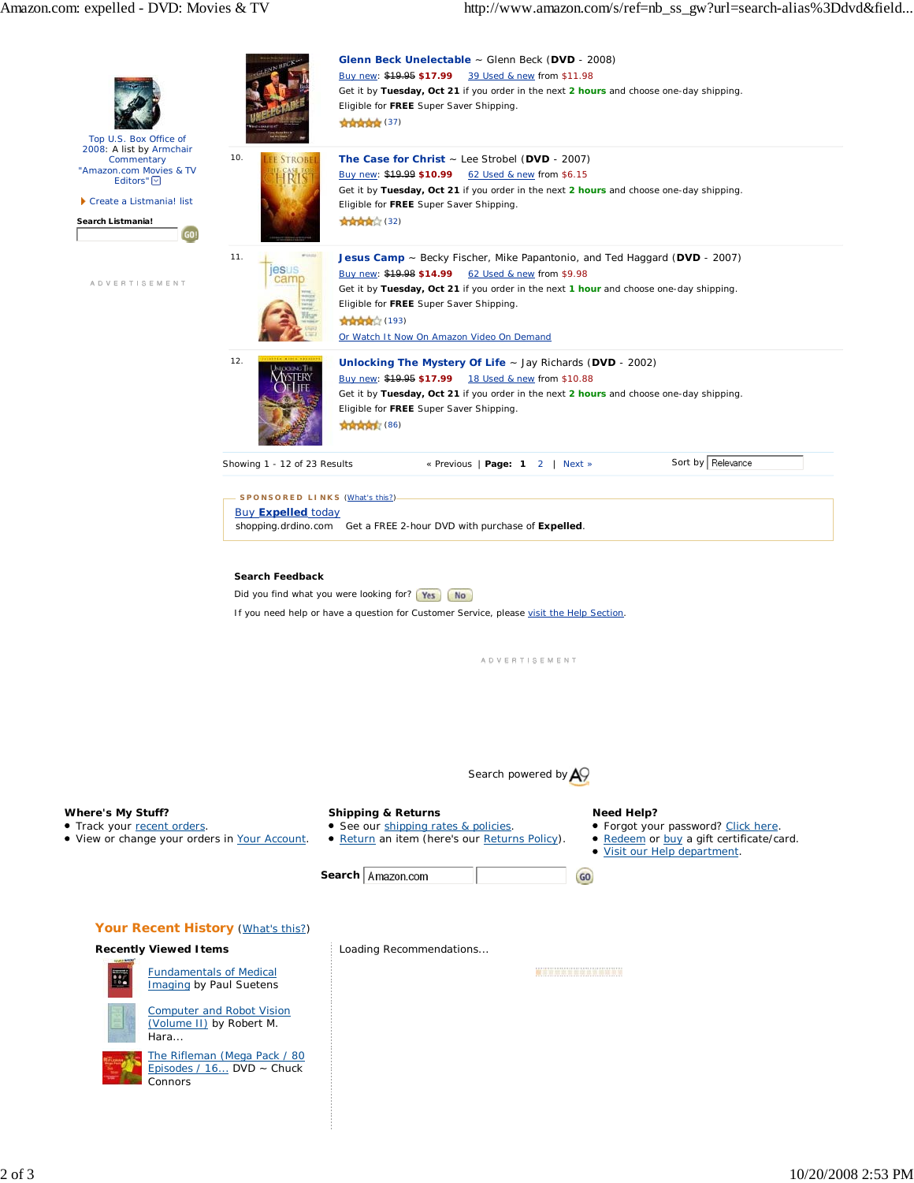Top U.S. Box Office of 2008: A list by Armchair Commentary "Amazon.com Movies & TV Editors"

Create a Listmania! list

**Search Listmania!**

ADVERTISEMENT

**Glenn Beck Unelectable** ~ Glenn Beck (**DVD** - 2008)
Buy new: ~~$19.95~~ **$17.99** 39 Used & new from $11.98
Get it by **Tuesday, Oct 21** if you order in the next **2 hours** and choose one-day shipping.
Eligible for **FREE** Super Saver Shipping.
(37)

10. **The Case for Christ** ~ Lee Strobel (**DVD** - 2007)
Buy new: ~~$19.99~~ **$10.99** 62 Used & new from $6.15
Get it by **Tuesday, Oct 21** if you order in the next **2 hours** and choose one-day shipping.
Eligible for **FREE** Super Saver Shipping.
(32)

11. **Jesus Camp** ~ Becky Fischer, Mike Papantonio, and Ted Haggard (**DVD** - 2007)
Buy new: ~~$19.98~~ **$14.99** 62 Used & new from $9.98
Get it by **Tuesday, Oct 21** if you order in the next **1 hour** and choose one-day shipping.
Eligible for **FREE** Super Saver Shipping.
(193)
Or Watch It Now On Amazon Video On Demand

12. **Unlocking The Mystery Of Life** ~ Jay Richards (**DVD** - 2002)
Buy new: ~~$19.95~~ **$17.99** 18 Used & new from $10.88
Get it by **Tuesday, Oct 21** if you order in the next **2 hours** and choose one-day shipping.
Eligible for **FREE** Super Saver Shipping.
(86)

Showing 1 - 12 of 23 Results « Previous | **Page: 1** 2 | Next » Sort by Relevance

**SPONSORED LINKS** (What's this?)

Buy **Expelled** today
shopping.drdino.com Get a FREE 2-hour DVD with purchase of **Expelled**.

**Search Feedback**

Did you find what you were looking for? Yes No

If you need help or have a question for Customer Service, please visit the Help Section.

ADVERTISEMENT

Search powered by A9

**Where's My Stuff?**

- Track your recent orders.
- View or change your orders in Your Account.

**Shipping & Returns**

- See our shipping rates & policies.
- Return an item (here's our Returns Policy).

**Need Help?**

- Forgot your password? Click here.
- Redeem or buy a gift certificate/card.
- Visit our Help department.

**Search** Amazon.com

## Your Recent History (What's this?)

**Recently Viewed Items**

- Fundamentals of Medical Imaging by Paul Suetens
- Computer and Robot Vision (Volume II) by Robert M. Hara...
- The Rifleman (Mega Pack / 80 Episodes / 16... DVD ~ Chuck Connors

Loading Recommendations...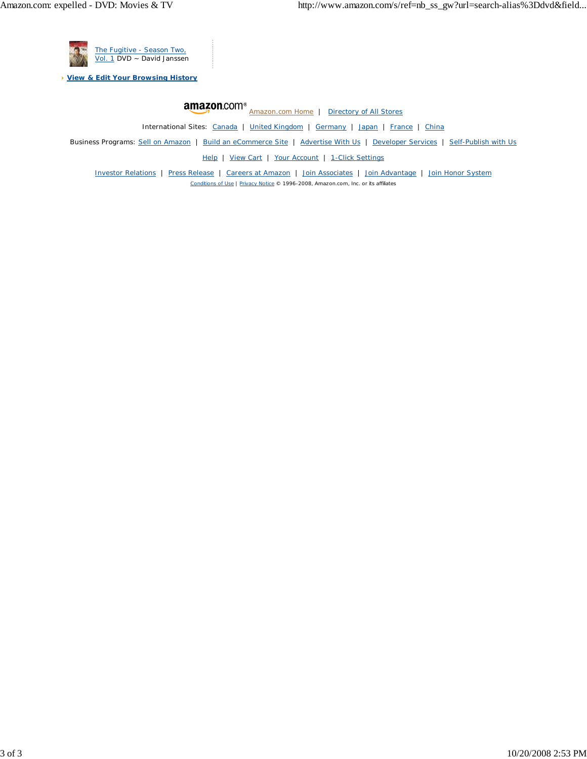The Fugitive - Season Two, Vol. 1 DVD ~ David Janssen

› **View & Edit Your Browsing History**

amazon.com® Amazon.com Home | Directory of All Stores

International Sites: Canada | United Kingdom | Germany | Japan | France | China

Business Programs: Sell on Amazon | Build an eCommerce Site | Advertise With Us | Developer Services | Self-Publish with Us

Help | View Cart | Your Account | 1-Click Settings

Investor Relations | Press Release | Careers at Amazon | Join Associates | Join Advantage | Join Honor System

Conditions of Use | Privacy Notice © 1996-2008, Amazon.com, Inc. or its affiliates